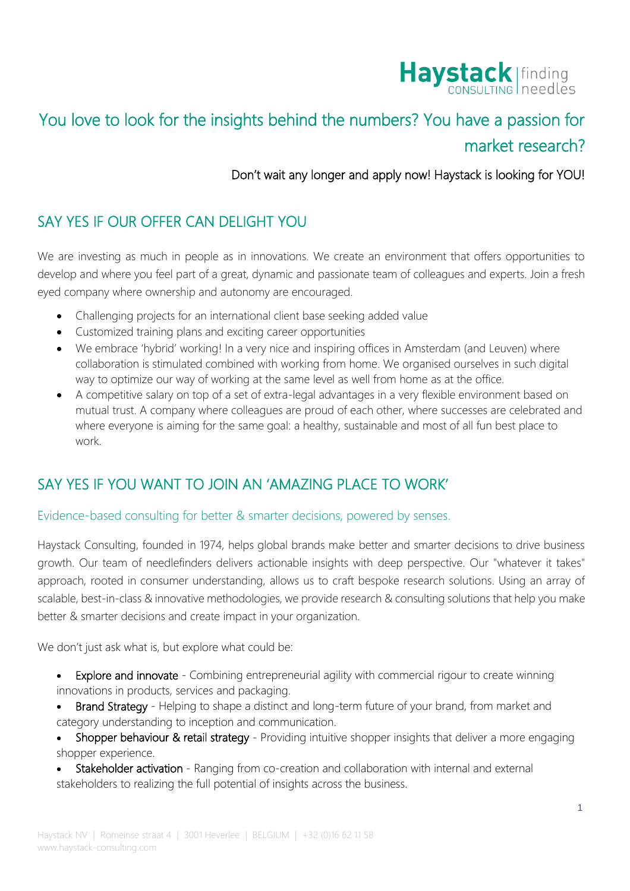Haystack CONSULTING | finding needles

# You love to look for the insights behind the numbers? You have a passion for market research?

Don't wait any longer and apply now! Haystack is looking for YOU!

## SAY YES IF OUR OFFER CAN DELIGHT YOU

We are investing as much in people as in innovations. We create an environment that offers opportunities to develop and where you feel part of a great, dynamic and passionate team of colleagues and experts. Join a fresh eyed company where ownership and autonomy are encouraged.

- Challenging projects for an international client base seeking added value
- Customized training plans and exciting career opportunities
- We embrace 'hybrid' working! In a very nice and inspiring offices in Amsterdam (and Leuven) where collaboration is stimulated combined with working from home. We organised ourselves in such digital way to optimize our way of working at the same level as well from home as at the office.
- A competitive salary on top of a set of extra-legal advantages in a very flexible environment based on mutual trust. A company where colleagues are proud of each other, where successes are celebrated and where everyone is aiming for the same goal: a healthy, sustainable and most of all fun best place to work.

## SAY YES IF YOU WANT TO JOIN AN 'AMAZING PLACE TO WORK'

### Evidence-based consulting for better & smarter decisions, powered by senses.

Haystack Consulting, founded in 1974, helps global brands make better and smarter decisions to drive business growth. Our team of needlefinders delivers actionable insights with deep perspective. Our "whatever it takes" approach, rooted in consumer understanding, allows us to craft bespoke research solutions. Using an array of scalable, best-in-class & innovative methodologies, we provide research & consulting solutions that help you make better & smarter decisions and create impact in your organization.

We don't just ask what is, but explore what could be:

- Explore and innovate - Combining entrepreneurial agility with commercial rigour to create winning innovations in products, services and packaging.
- Brand Strategy - Helping to shape a distinct and long-term future of your brand, from market and category understanding to inception and communication.
- Shopper behaviour & retail strategy - Providing intuitive shopper insights that deliver a more engaging shopper experience.
- Stakeholder activation - Ranging from co-creation and collaboration with internal and external stakeholders to realizing the full potential of insights across the business.

Haystack NV | Romeinse straat 4 | 3001 Heverlee | BELGIUM | +32 (0)16 62 11 58
www.haystack-consulting.com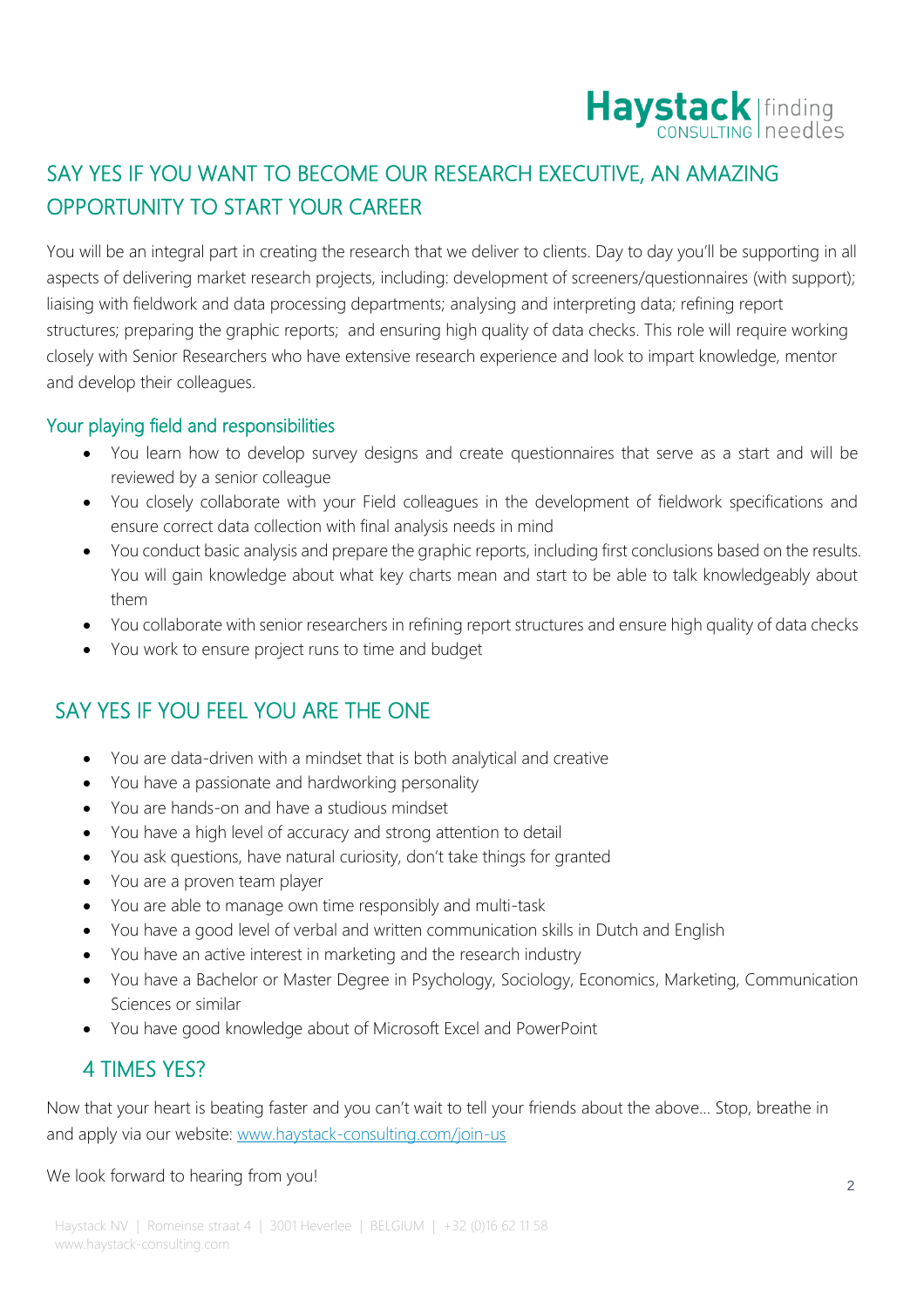## SAY YES IF YOU WANT TO BECOME OUR RESEARCH EXECUTIVE, AN AMAZING OPPORTUNITY TO START YOUR CAREER

You will be an integral part in creating the research that we deliver to clients. Day to day you'll be supporting in all aspects of delivering market research projects, including: development of screeners/questionnaires (with support); liaising with fieldwork and data processing departments; analysing and interpreting data; refining report structures; preparing the graphic reports; and ensuring high quality of data checks. This role will require working closely with Senior Researchers who have extensive research experience and look to impart knowledge, mentor and develop their colleagues.

### Your playing field and responsibilities

- You learn how to develop survey designs and create questionnaires that serve as a start and will be reviewed by a senior colleague
- You closely collaborate with your Field colleagues in the development of fieldwork specifications and ensure correct data collection with final analysis needs in mind
- You conduct basic analysis and prepare the graphic reports, including first conclusions based on the results. You will gain knowledge about what key charts mean and start to be able to talk knowledgeably about them
- You collaborate with senior researchers in refining report structures and ensure high quality of data checks
- You work to ensure project runs to time and budget

## SAY YES IF YOU FEEL YOU ARE THE ONE

- You are data-driven with a mindset that is both analytical and creative
- You have a passionate and hardworking personality
- You are hands-on and have a studious mindset
- You have a high level of accuracy and strong attention to detail
- You ask questions, have natural curiosity, don't take things for granted
- You are a proven team player
- You are able to manage own time responsibly and multi-task
- You have a good level of verbal and written communication skills in Dutch and English
- You have an active interest in marketing and the research industry
- You have a Bachelor or Master Degree in Psychology, Sociology, Economics, Marketing, Communication Sciences or similar
- You have good knowledge about of Microsoft Excel and PowerPoint

## 4 TIMES YES?

Now that your heart is beating faster and you can't wait to tell your friends about the above… Stop, breathe in and apply via our website: www.haystack-consulting.com/join-us

We look forward to hearing from you!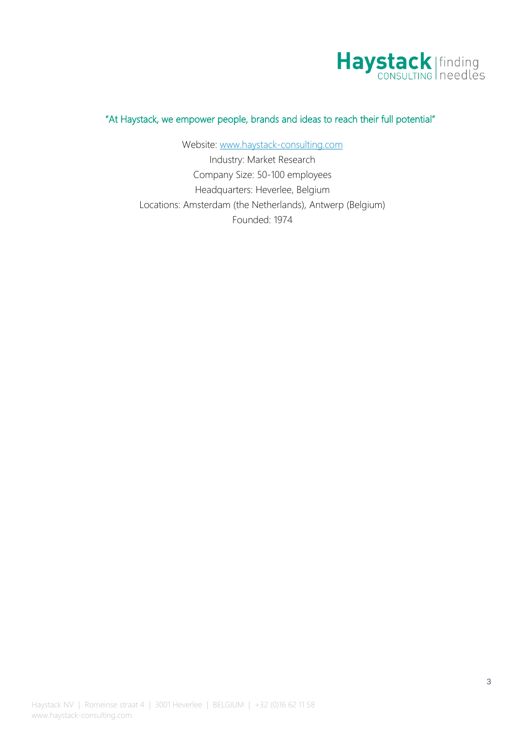"At Haystack, we empower people, brands and ideas to reach their full potential"

Website: www.haystack-consulting.com
Industry: Market Research
Company Size: 50-100 employees
Headquarters: Heverlee, Belgium
Locations: Amsterdam (the Netherlands), Antwerp (Belgium)
Founded: 1974